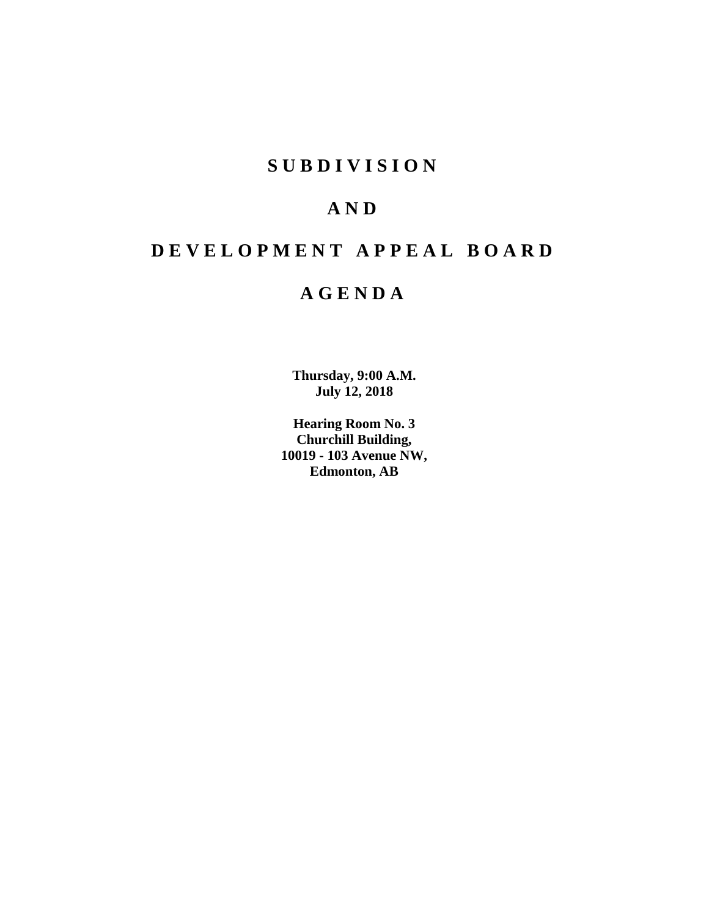# SUBDIVISION

# AND

# DEVELOPMENT APPEAL BOARD

# AGENDA

**Thursday, 9:00 A.M.**
**July 12, 2018**

**Hearing Room No. 3**
**Churchill Building,**
**10019 - 103 Avenue NW,**
**Edmonton, AB**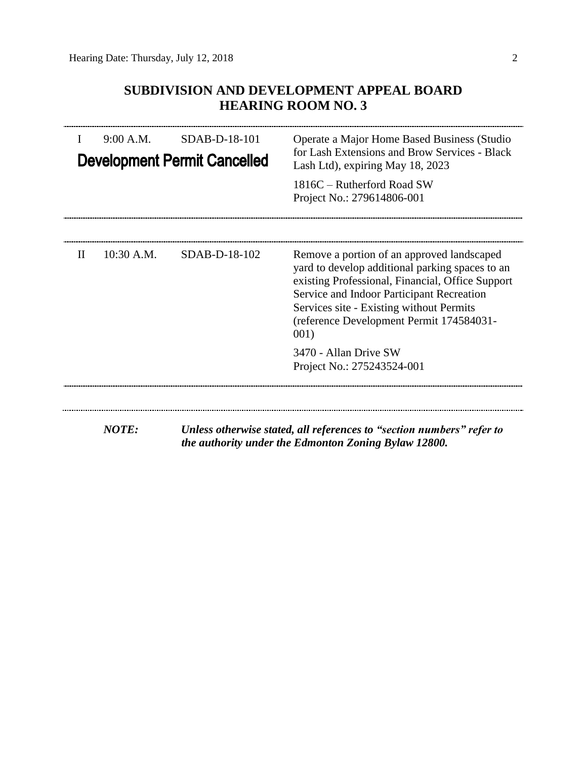## SUBDIVISION AND DEVELOPMENT APPEAL BOARD
## HEARING ROOM NO. 3

---

| | | | |
|---|---|---|---|
| I | 9:00 A.M. | SDAB-D-18-101 | Operate a Major Home Based Business (Studio for Lash Extensions and Brow Services - Black Lash Ltd), expiring May 18, 2023 |
| | | | 1816C – Rutherford Road SW<br>Project No.: 279614806-001 |

**Development Permit Cancelled**

---

| | | | |
|---|---|---|---|
| II | 10:30 A.M. | SDAB-D-18-102 | Remove a portion of an approved landscaped yard to develop additional parking spaces to an existing Professional, Financial, Office Support Service and Indoor Participant Recreation Services site - Existing without Permits (reference Development Permit 174584031-001) |
| | | | 3470 - Allan Drive SW<br>Project No.: 275243524-001 |

---

***NOTE:*** ***Unless otherwise stated, all references to "section numbers" refer to the authority under the Edmonton Zoning Bylaw 12800.***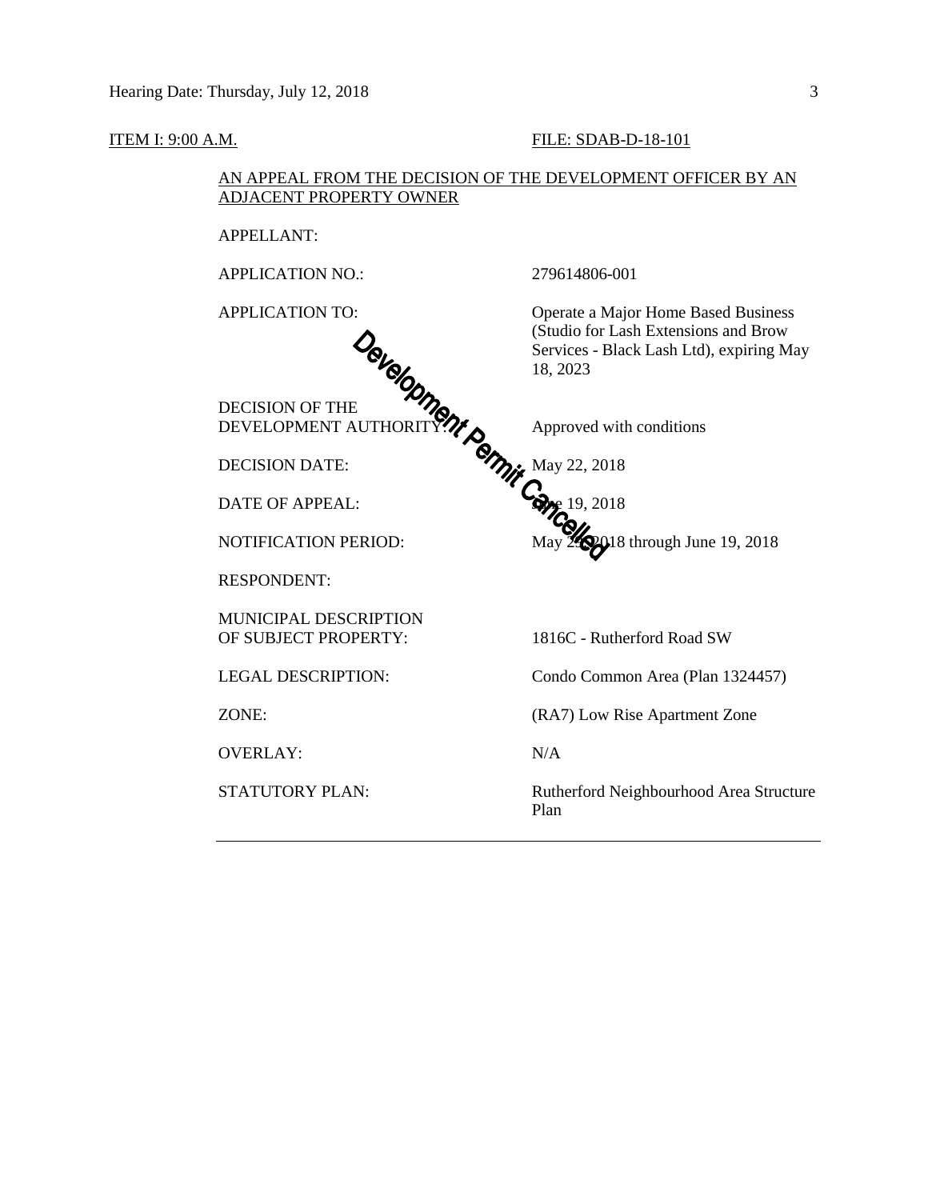ITEM I: 9:00 A.M. FILE: SDAB-D-18-101

AN APPEAL FROM THE DECISION OF THE DEVELOPMENT OFFICER BY AN ADJACENT PROPERTY OWNER

Development Permit Cancelled

| | |
|---|---|
| APPELLANT: | |
| APPLICATION NO.: | 279614806-001 |
| APPLICATION TO: | Operate a Major Home Based Business (Studio for Lash Extensions and Brow Services - Black Lash Ltd), expiring May 18, 2023 |
| DECISION OF THE DEVELOPMENT AUTHORITY: | Approved with conditions |
| DECISION DATE: | May 22, 2018 |
| DATE OF APPEAL: | June 19, 2018 |
| NOTIFICATION PERIOD: | May 29, 2018 through June 19, 2018 |
| RESPONDENT: | |
| MUNICIPAL DESCRIPTION OF SUBJECT PROPERTY: | 1816C - Rutherford Road SW |
| LEGAL DESCRIPTION: | Condo Common Area (Plan 1324457) |
| ZONE: | (RA7) Low Rise Apartment Zone |
| OVERLAY: | N/A |
| STATUTORY PLAN: | Rutherford Neighbourhood Area Structure Plan |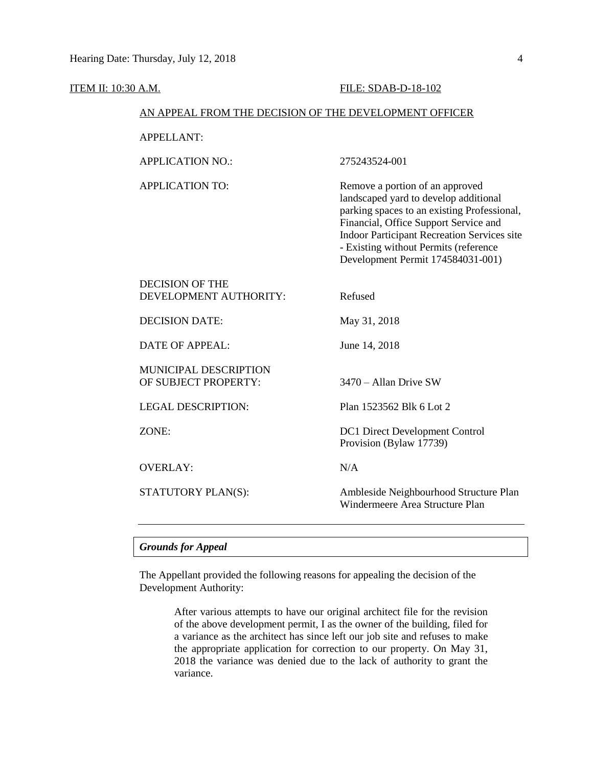ITEM II: 10:30 A.M. FILE: SDAB-D-18-102

AN APPEAL FROM THE DECISION OF THE DEVELOPMENT OFFICER

| | |
|---|---|
| APPELLANT: | |
| APPLICATION NO.: | 275243524-001 |
| APPLICATION TO: | Remove a portion of an approved landscaped yard to develop additional parking spaces to an existing Professional, Financial, Office Support Service and Indoor Participant Recreation Services site - Existing without Permits (reference Development Permit 174584031-001) |
| DECISION OF THE DEVELOPMENT AUTHORITY: | Refused |
| DECISION DATE: | May 31, 2018 |
| DATE OF APPEAL: | June 14, 2018 |
| MUNICIPAL DESCRIPTION OF SUBJECT PROPERTY: | 3470 – Allan Drive SW |
| LEGAL DESCRIPTION: | Plan 1523562 Blk 6 Lot 2 |
| ZONE: | DC1 Direct Development Control Provision (Bylaw 17739) |
| OVERLAY: | N/A |
| STATUTORY PLAN(S): | Ambleside Neighbourhood Structure Plan Windermeere Area Structure Plan |

---

***Grounds for Appeal***

The Appellant provided the following reasons for appealing the decision of the Development Authority:

> After various attempts to have our original architect file for the revision of the above development permit, I as the owner of the building, filed for a variance as the architect has since left our job site and refuses to make the appropriate application for correction to our property. On May 31, 2018 the variance was denied due to the lack of authority to grant the variance.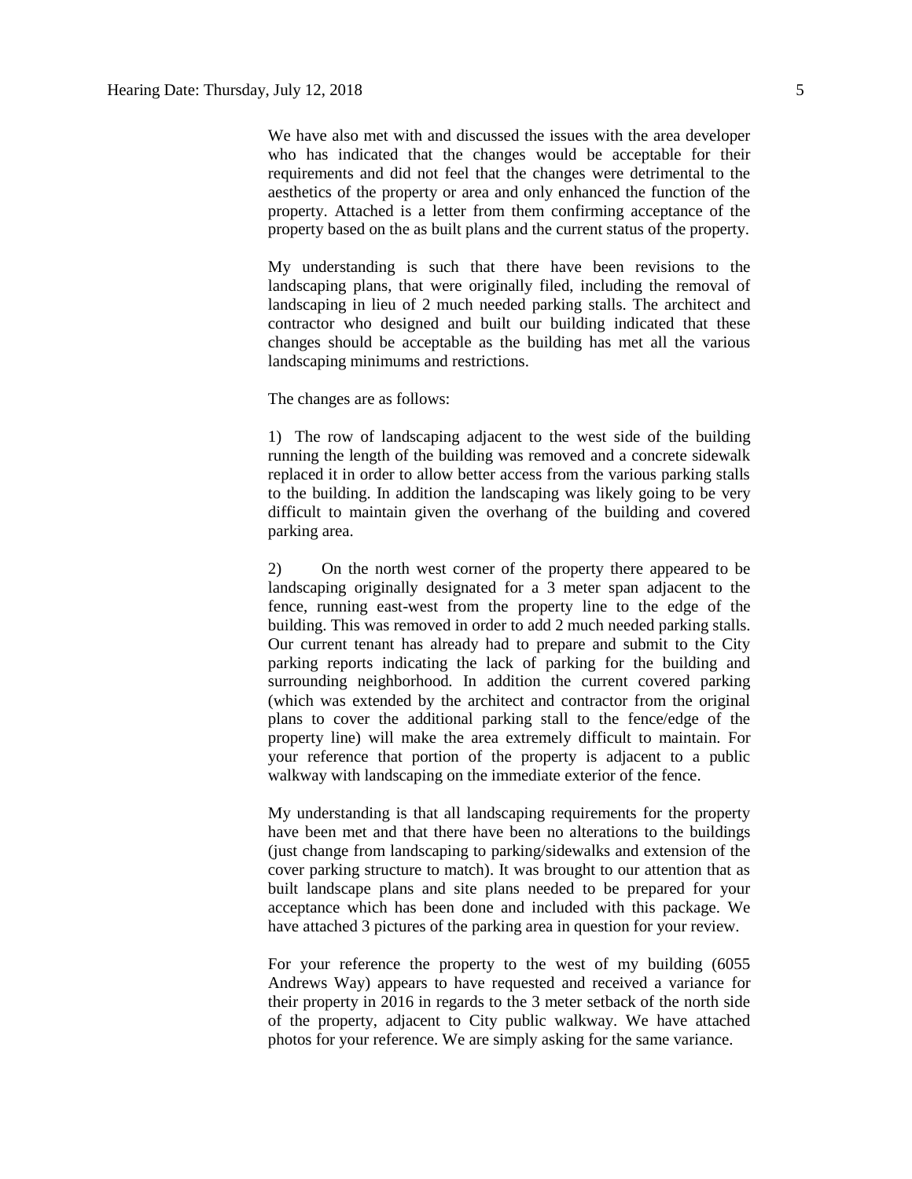We have also met with and discussed the issues with the area developer who has indicated that the changes would be acceptable for their requirements and did not feel that the changes were detrimental to the aesthetics of the property or area and only enhanced the function of the property. Attached is a letter from them confirming acceptance of the property based on the as built plans and the current status of the property.

My understanding is such that there have been revisions to the landscaping plans, that were originally filed, including the removal of landscaping in lieu of 2 much needed parking stalls. The architect and contractor who designed and built our building indicated that these changes should be acceptable as the building has met all the various landscaping minimums and restrictions.

The changes are as follows:

1) The row of landscaping adjacent to the west side of the building running the length of the building was removed and a concrete sidewalk replaced it in order to allow better access from the various parking stalls to the building. In addition the landscaping was likely going to be very difficult to maintain given the overhang of the building and covered parking area.

2) On the north west corner of the property there appeared to be landscaping originally designated for a 3 meter span adjacent to the fence, running east-west from the property line to the edge of the building. This was removed in order to add 2 much needed parking stalls. Our current tenant has already had to prepare and submit to the City parking reports indicating the lack of parking for the building and surrounding neighborhood. In addition the current covered parking (which was extended by the architect and contractor from the original plans to cover the additional parking stall to the fence/edge of the property line) will make the area extremely difficult to maintain. For your reference that portion of the property is adjacent to a public walkway with landscaping on the immediate exterior of the fence.

My understanding is that all landscaping requirements for the property have been met and that there have been no alterations to the buildings (just change from landscaping to parking/sidewalks and extension of the cover parking structure to match). It was brought to our attention that as built landscape plans and site plans needed to be prepared for your acceptance which has been done and included with this package. We have attached 3 pictures of the parking area in question for your review.

For your reference the property to the west of my building (6055 Andrews Way) appears to have requested and received a variance for their property in 2016 in regards to the 3 meter setback of the north side of the property, adjacent to City public walkway. We have attached photos for your reference. We are simply asking for the same variance.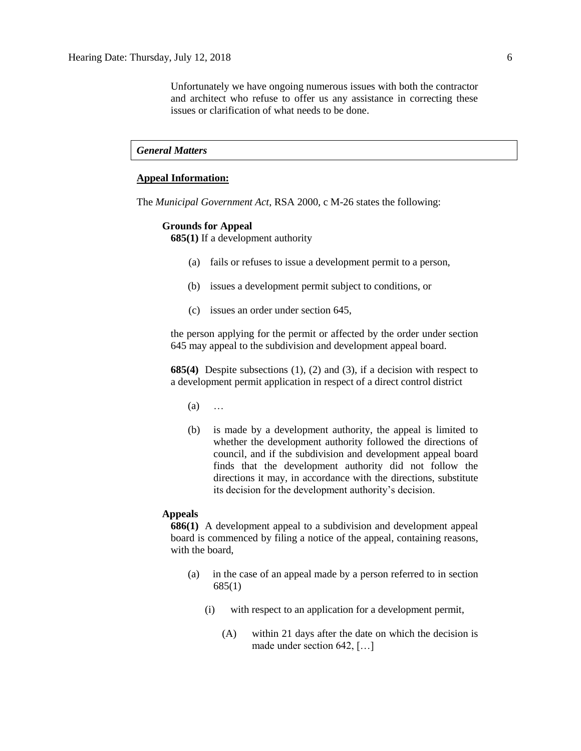Unfortunately we have ongoing numerous issues with both the contractor and architect who refuse to offer us any assistance in correcting these issues or clarification of what needs to be done.

### *General Matters*

**Appeal Information:**

The *Municipal Government Act*, RSA 2000, c M-26 states the following:

**Grounds for Appeal**

**685(1)** If a development authority

(a) fails or refuses to issue a development permit to a person,

(b) issues a development permit subject to conditions, or

(c) issues an order under section 645,

the person applying for the permit or affected by the order under section 645 may appeal to the subdivision and development appeal board.

**685(4)** Despite subsections (1), (2) and (3), if a decision with respect to a development permit application in respect of a direct control district

(a) …

(b) is made by a development authority, the appeal is limited to whether the development authority followed the directions of council, and if the subdivision and development appeal board finds that the development authority did not follow the directions it may, in accordance with the directions, substitute its decision for the development authority's decision.

**Appeals**

**686(1)** A development appeal to a subdivision and development appeal board is commenced by filing a notice of the appeal, containing reasons, with the board,

(a) in the case of an appeal made by a person referred to in section 685(1)

(i) with respect to an application for a development permit,

(A) within 21 days after the date on which the decision is made under section 642, […]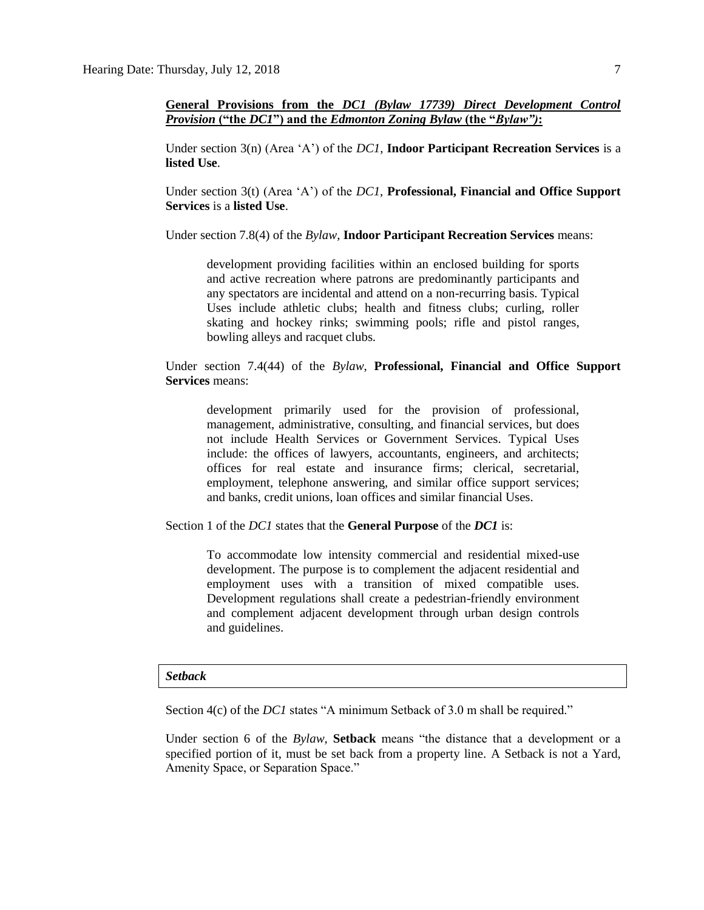**General Provisions from the *DC1 (Bylaw 17739) Direct Development Control Provision* ("the *DC1*") and the *Edmonton Zoning Bylaw* (the "*Bylaw")*:**

Under section 3(n) (Area 'A') of the *DC1*, **Indoor Participant Recreation Services** is a **listed Use**.

Under section 3(t) (Area 'A') of the *DC1*, **Professional, Financial and Office Support Services** is a **listed Use**.

Under section 7.8(4) of the *Bylaw*, **Indoor Participant Recreation Services** means:

> development providing facilities within an enclosed building for sports and active recreation where patrons are predominantly participants and any spectators are incidental and attend on a non-recurring basis. Typical Uses include athletic clubs; health and fitness clubs; curling, roller skating and hockey rinks; swimming pools; rifle and pistol ranges, bowling alleys and racquet clubs.

Under section 7.4(44) of the *Bylaw*, **Professional, Financial and Office Support Services** means:

> development primarily used for the provision of professional, management, administrative, consulting, and financial services, but does not include Health Services or Government Services. Typical Uses include: the offices of lawyers, accountants, engineers, and architects; offices for real estate and insurance firms; clerical, secretarial, employment, telephone answering, and similar office support services; and banks, credit unions, loan offices and similar financial Uses.

Section 1 of the *DC1* states that the **General Purpose** of the ***DC1*** is:

> To accommodate low intensity commercial and residential mixed-use development. The purpose is to complement the adjacent residential and employment uses with a transition of mixed compatible uses. Development regulations shall create a pedestrian-friendly environment and complement adjacent development through urban design controls and guidelines.

***Setback***

Section 4(c) of the *DC1* states "A minimum Setback of 3.0 m shall be required."

Under section 6 of the *Bylaw*, **Setback** means "the distance that a development or a specified portion of it, must be set back from a property line. A Setback is not a Yard, Amenity Space, or Separation Space."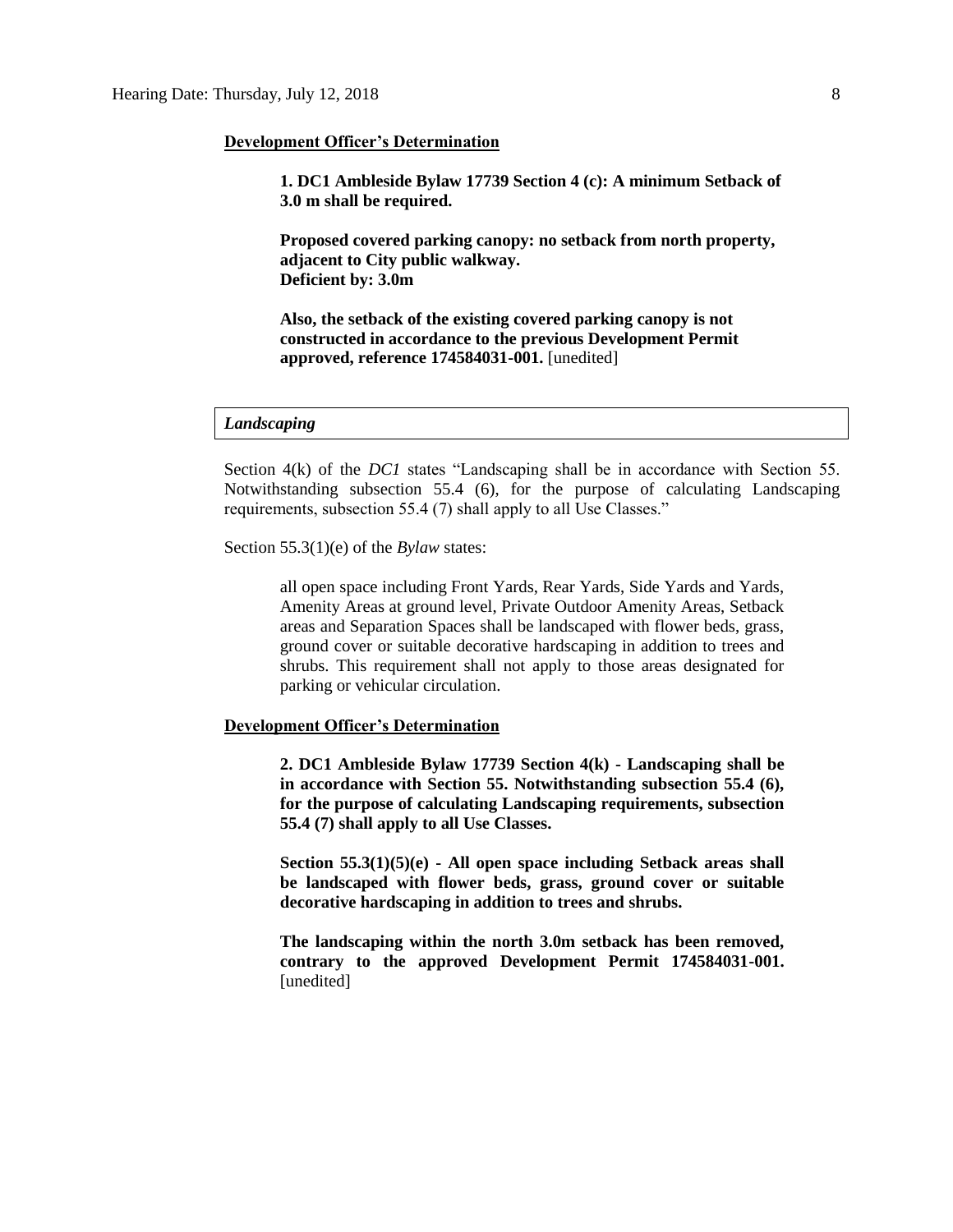**Development Officer's Determination**

> **1. DC1 Ambleside Bylaw 17739 Section 4 (c): A minimum Setback of 3.0 m shall be required.**
>
> **Proposed covered parking canopy: no setback from north property, adjacent to City public walkway.**
> **Deficient by: 3.0m**
>
> **Also, the setback of the existing covered parking canopy is not constructed in accordance to the previous Development Permit approved, reference 174584031-001.** [unedited]

### *Landscaping*

Section 4(k) of the *DC1* states "Landscaping shall be in accordance with Section 55. Notwithstanding subsection 55.4 (6), for the purpose of calculating Landscaping requirements, subsection 55.4 (7) shall apply to all Use Classes."

Section 55.3(1)(e) of the *Bylaw* states:

> all open space including Front Yards, Rear Yards, Side Yards and Yards, Amenity Areas at ground level, Private Outdoor Amenity Areas, Setback areas and Separation Spaces shall be landscaped with flower beds, grass, ground cover or suitable decorative hardscaping in addition to trees and shrubs. This requirement shall not apply to those areas designated for parking or vehicular circulation.

**Development Officer's Determination**

> **2. DC1 Ambleside Bylaw 17739 Section 4(k) - Landscaping shall be in accordance with Section 55. Notwithstanding subsection 55.4 (6), for the purpose of calculating Landscaping requirements, subsection 55.4 (7) shall apply to all Use Classes.**
>
> **Section 55.3(1)(5)(e) - All open space including Setback areas shall be landscaped with flower beds, grass, ground cover or suitable decorative hardscaping in addition to trees and shrubs.**
>
> **The landscaping within the north 3.0m setback has been removed, contrary to the approved Development Permit 174584031-001.** [unedited]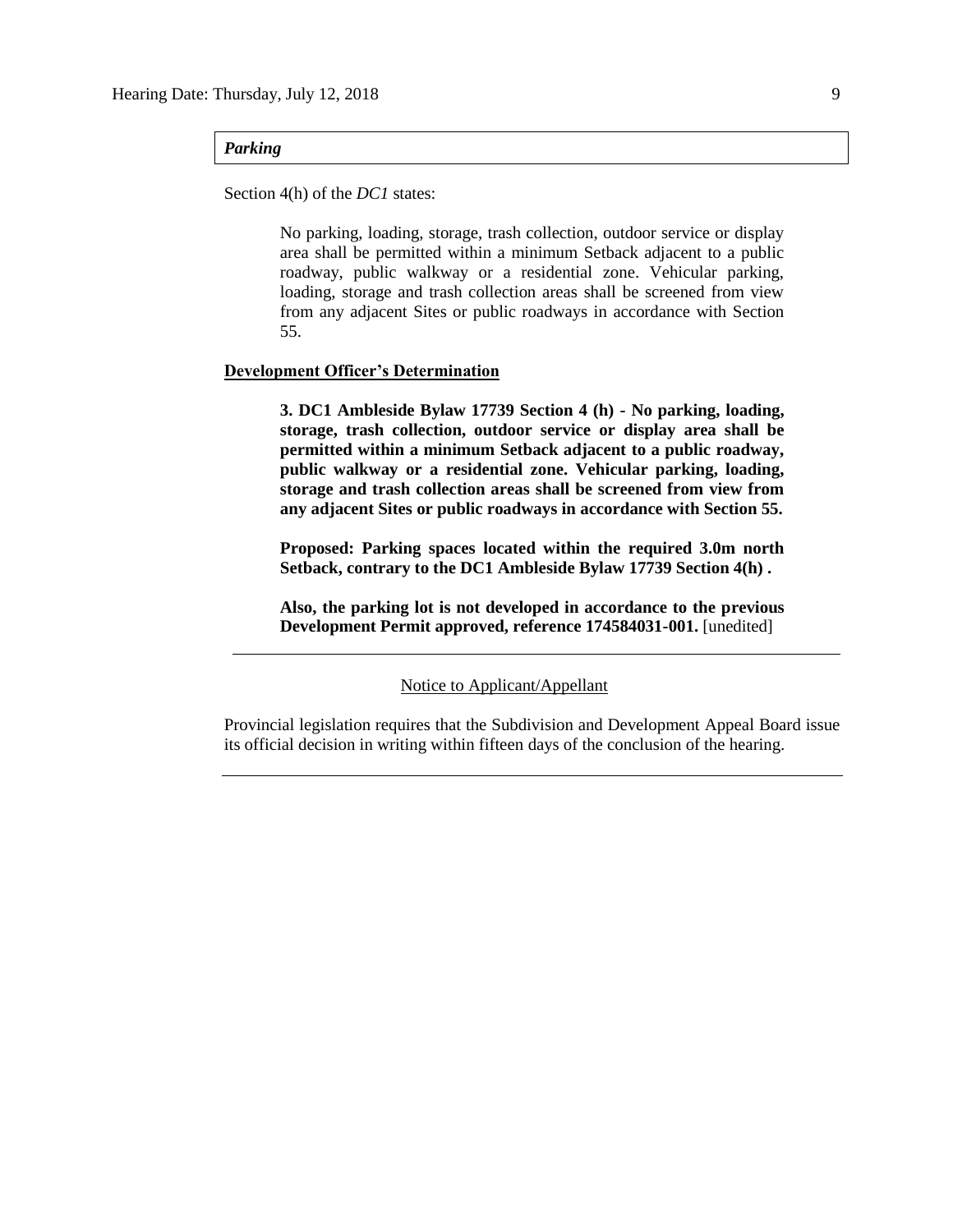***Parking***

Section 4(h) of the *DC1* states:

> No parking, loading, storage, trash collection, outdoor service or display area shall be permitted within a minimum Setback adjacent to a public roadway, public walkway or a residential zone. Vehicular parking, loading, storage and trash collection areas shall be screened from view from any adjacent Sites or public roadways in accordance with Section 55.

**Development Officer's Determination**

> **3. DC1 Ambleside Bylaw 17739 Section 4 (h) - No parking, loading, storage, trash collection, outdoor service or display area shall be permitted within a minimum Setback adjacent to a public roadway, public walkway or a residential zone. Vehicular parking, loading, storage and trash collection areas shall be screened from view from any adjacent Sites or public roadways in accordance with Section 55.**
>
> **Proposed: Parking spaces located within the required 3.0m north Setback, contrary to the DC1 Ambleside Bylaw 17739 Section 4(h) .**
>
> **Also, the parking lot is not developed in accordance to the previous Development Permit approved, reference 174584031-001.** [unedited]

---

Notice to Applicant/Appellant

Provincial legislation requires that the Subdivision and Development Appeal Board issue its official decision in writing within fifteen days of the conclusion of the hearing.

---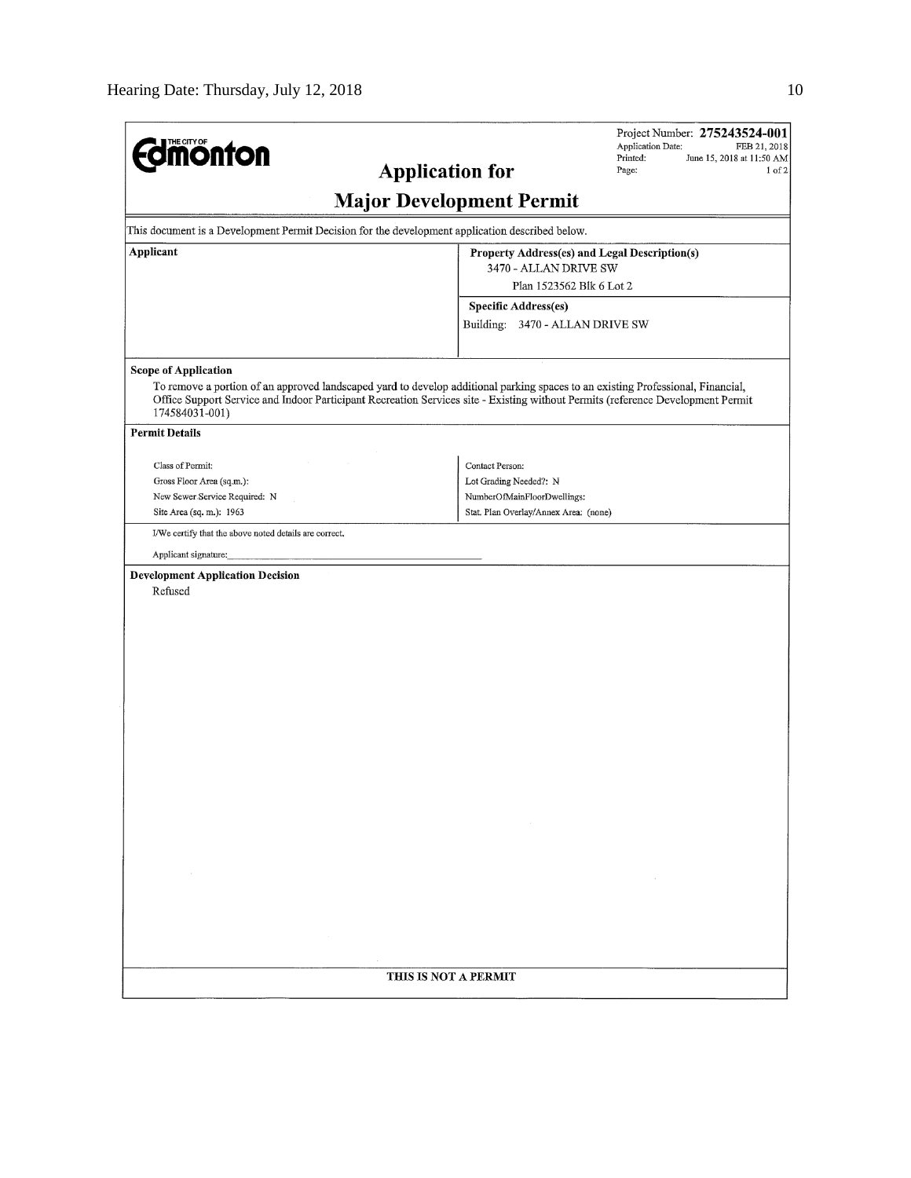**THE CITY OF Edmonton**

Project Number: **275243524-001**
Application Date: FEB 21, 2018
Printed: June 15, 2018 at 11:50 AM
Page: 1 of 2

# Application for

# Major Development Permit

This document is a Development Permit Decision for the development application described below.

| **Applicant** | **Property Address(es) and Legal Description(s)**<br>3470 - ALLAN DRIVE SW<br>Plan 1523562 Blk 6 Lot 2 |
|---|---|
| | **Specific Address(es)**<br>Building: 3470 - ALLAN DRIVE SW |

**Scope of Application**

To remove a portion of an approved landscaped yard to develop additional parking spaces to an existing Professional, Financial, Office Support Service and Indoor Participant Recreation Services site - Existing without Permits (reference Development Permit 174584031-001)

**Permit Details**

| | |
|---|---|
| Class of Permit: | Contact Person: |
| Gross Floor Area (sq.m.): | Lot Grading Needed?: N |
| New Sewer Service Required: N | NumberOfMainFloorDwellings: |
| Site Area (sq. m.): 1963 | Stat. Plan Overlay/Annex Area: (none) |

I/We certify that the above noted details are correct.

Applicant signature: ______________________________

**Development Application Decision**

Refused

THIS IS NOT A PERMIT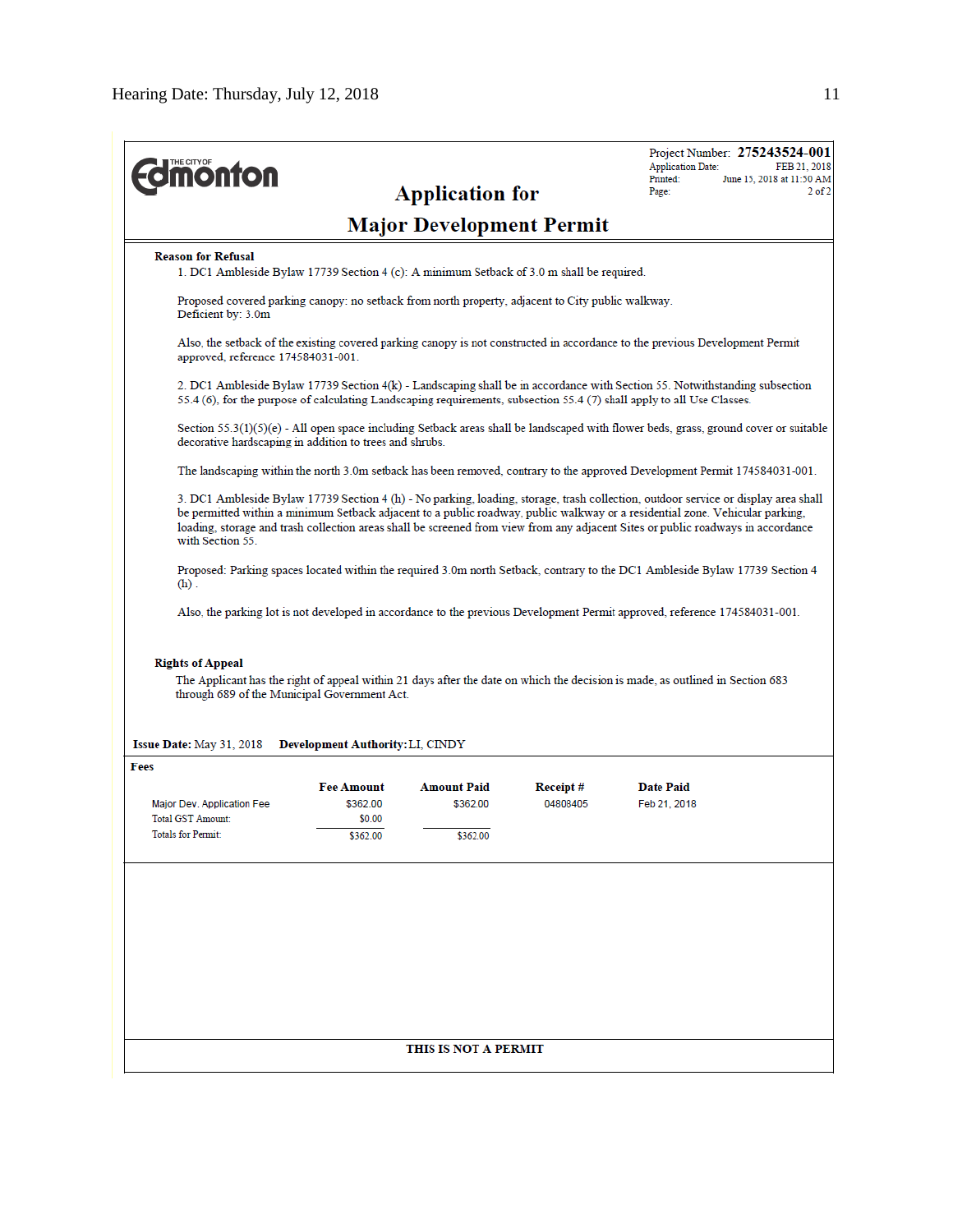Project Number: **275243524-001**
Application Date: FEB 21, 2018
Printed: June 15, 2018 at 11:50 AM
Page: 2 of 2

# Application for Major Development Permit

**Reason for Refusal**

1. DC1 Ambleside Bylaw 17739 Section 4 (c): A minimum Setback of 3.0 m shall be required.

Proposed covered parking canopy: no setback from north property, adjacent to City public walkway.
Deficient by: 3.0m

Also, the setback of the existing covered parking canopy is not constructed in accordance to the previous Development Permit approved, reference 174584031-001.

2. DC1 Ambleside Bylaw 17739 Section 4(k) - Landscaping shall be in accordance with Section 55. Notwithstanding subsection 55.4 (6), for the purpose of calculating Landscaping requirements, subsection 55.4 (7) shall apply to all Use Classes.

Section 55.3(1)(5)(e) - All open space including Setback areas shall be landscaped with flower beds, grass, ground cover or suitable decorative hardscaping in addition to trees and shrubs.

The landscaping within the north 3.0m setback has been removed, contrary to the approved Development Permit 174584031-001.

3. DC1 Ambleside Bylaw 17739 Section 4 (h) - No parking, loading, storage, trash collection, outdoor service or display area shall be permitted within a minimum Setback adjacent to a public roadway, public walkway or a residential zone. Vehicular parking, loading, storage and trash collection areas shall be screened from view from any adjacent Sites or public roadways in accordance with Section 55.

Proposed: Parking spaces located within the required 3.0m north Setback, contrary to the DC1 Ambleside Bylaw 17739 Section 4 (h) .

Also, the parking lot is not developed in accordance to the previous Development Permit approved, reference 174584031-001.

**Rights of Appeal**

The Applicant has the right of appeal within 21 days after the date on which the decision is made, as outlined in Section 683 through 689 of the Municipal Government Act.

**Issue Date:** May 31, 2018 **Development Authority:** LI, CINDY

**Fees**

| | Fee Amount | Amount Paid | Receipt # | Date Paid |
|---|---|---|---|---|
| Major Dev. Application Fee | $362.00 | $362.00 | 04808405 | Feb 21, 2018 |
| Total GST Amount: | $0.00 | | | |
| Totals for Permit: | $362.00 | $362.00 | | |

**THIS IS NOT A PERMIT**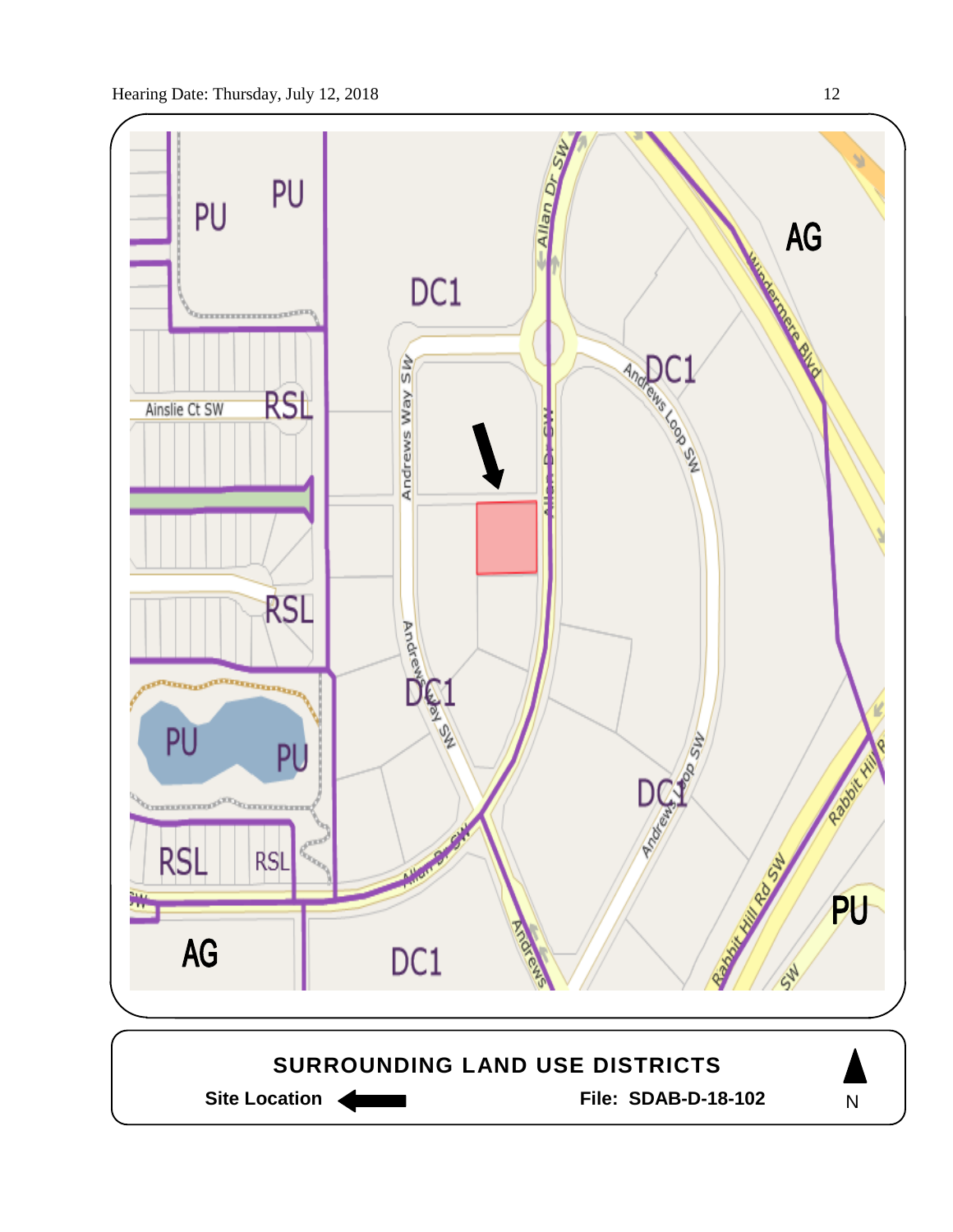PU

PU

DC1

AG

Allan Dr SW

Windermere Blvd

Andrews Way SW

Ainslie Ct SW

RSL

DC1

Andrews Loop SW

Allan Dr SW

RSL

Andrews Way SW

DC1

PU

PU

DC1

Andrews Loop SW

Rabbit Hill Rd

RSL

RSL

Allan Dr SW

Rabbit Hill Rd SW

PU

AG

DC1

Andrews

SW

**SURROUNDING LAND USE DISTRICTS**

**Site Location** ⬅

**File: SDAB-D-18-102**

N